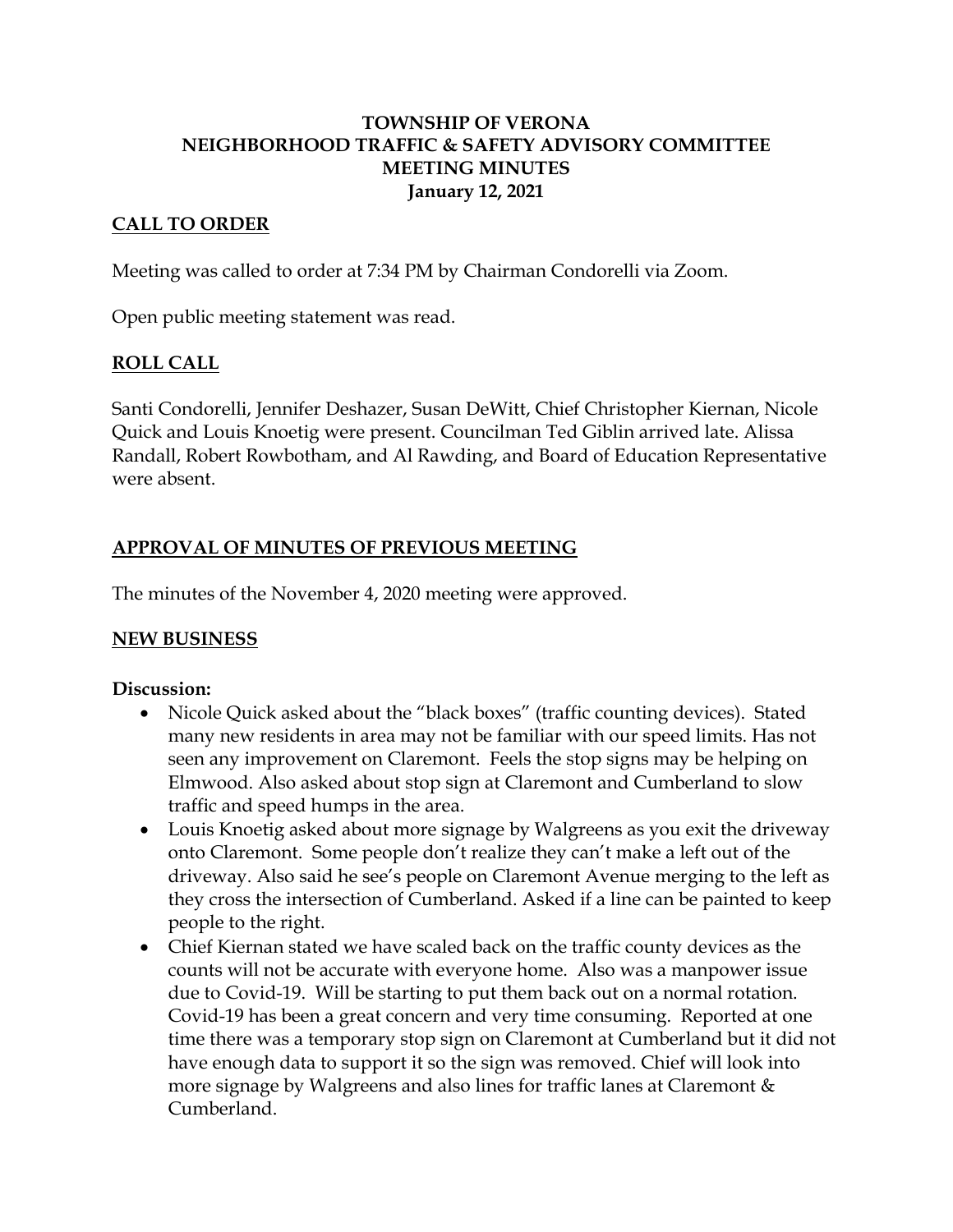# TOWNSHIP OF VERONA
# NEIGHBORHOOD TRAFFIC & SAFETY ADVISORY COMMITTEE
# MEETING MINUTES
**January 12, 2021**

## CALL TO ORDER

Meeting was called to order at 7:34 PM by Chairman Condorelli via Zoom.

Open public meeting statement was read.

## ROLL CALL

Santi Condorelli, Jennifer Deshazer, Susan DeWitt, Chief Christopher Kiernan, Nicole Quick and Louis Knoetig were present. Councilman Ted Giblin arrived late. Alissa Randall, Robert Rowbotham, and Al Rawding, and Board of Education Representative were absent.

## APPROVAL OF MINUTES OF PREVIOUS MEETING

The minutes of the November 4, 2020 meeting were approved.

## NEW BUSINESS

**Discussion:**

- Nicole Quick asked about the "black boxes" (traffic counting devices). Stated many new residents in area may not be familiar with our speed limits. Has not seen any improvement on Claremont. Feels the stop signs may be helping on Elmwood. Also asked about stop sign at Claremont and Cumberland to slow traffic and speed humps in the area.
- Louis Knoetig asked about more signage by Walgreens as you exit the driveway onto Claremont. Some people don't realize they can't make a left out of the driveway. Also said he see's people on Claremont Avenue merging to the left as they cross the intersection of Cumberland. Asked if a line can be painted to keep people to the right.
- Chief Kiernan stated we have scaled back on the traffic county devices as the counts will not be accurate with everyone home. Also was a manpower issue due to Covid-19. Will be starting to put them back out on a normal rotation. Covid-19 has been a great concern and very time consuming. Reported at one time there was a temporary stop sign on Claremont at Cumberland but it did not have enough data to support it so the sign was removed. Chief will look into more signage by Walgreens and also lines for traffic lanes at Claremont & Cumberland.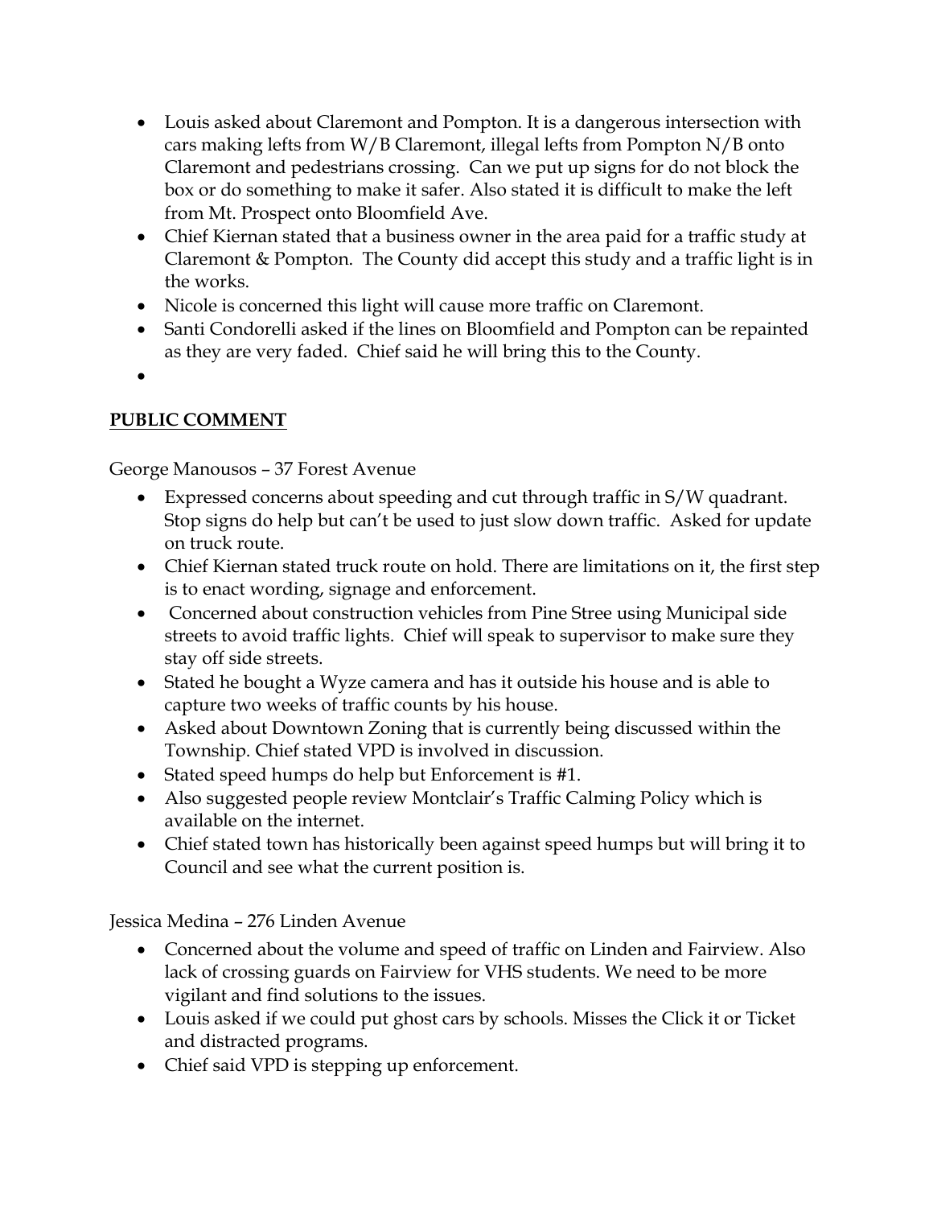- Louis asked about Claremont and Pompton. It is a dangerous intersection with cars making lefts from W/B Claremont, illegal lefts from Pompton N/B onto Claremont and pedestrians crossing. Can we put up signs for do not block the box or do something to make it safer. Also stated it is difficult to make the left from Mt. Prospect onto Bloomfield Ave.
- Chief Kiernan stated that a business owner in the area paid for a traffic study at Claremont & Pompton. The County did accept this study and a traffic light is in the works.
- Nicole is concerned this light will cause more traffic on Claremont.
- Santi Condorelli asked if the lines on Bloomfield and Pompton can be repainted as they are very faded. Chief said he will bring this to the County.
- 

**PUBLIC COMMENT**

George Manousos – 37 Forest Avenue

- Expressed concerns about speeding and cut through traffic in S/W quadrant. Stop signs do help but can't be used to just slow down traffic. Asked for update on truck route.
- Chief Kiernan stated truck route on hold. There are limitations on it, the first step is to enact wording, signage and enforcement.
- Concerned about construction vehicles from Pine Stree using Municipal side streets to avoid traffic lights. Chief will speak to supervisor to make sure they stay off side streets.
- Stated he bought a Wyze camera and has it outside his house and is able to capture two weeks of traffic counts by his house.
- Asked about Downtown Zoning that is currently being discussed within the Township. Chief stated VPD is involved in discussion.
- Stated speed humps do help but Enforcement is #1.
- Also suggested people review Montclair's Traffic Calming Policy which is available on the internet.
- Chief stated town has historically been against speed humps but will bring it to Council and see what the current position is.

Jessica Medina – 276 Linden Avenue

- Concerned about the volume and speed of traffic on Linden and Fairview. Also lack of crossing guards on Fairview for VHS students. We need to be more vigilant and find solutions to the issues.
- Louis asked if we could put ghost cars by schools. Misses the Click it or Ticket and distracted programs.
- Chief said VPD is stepping up enforcement.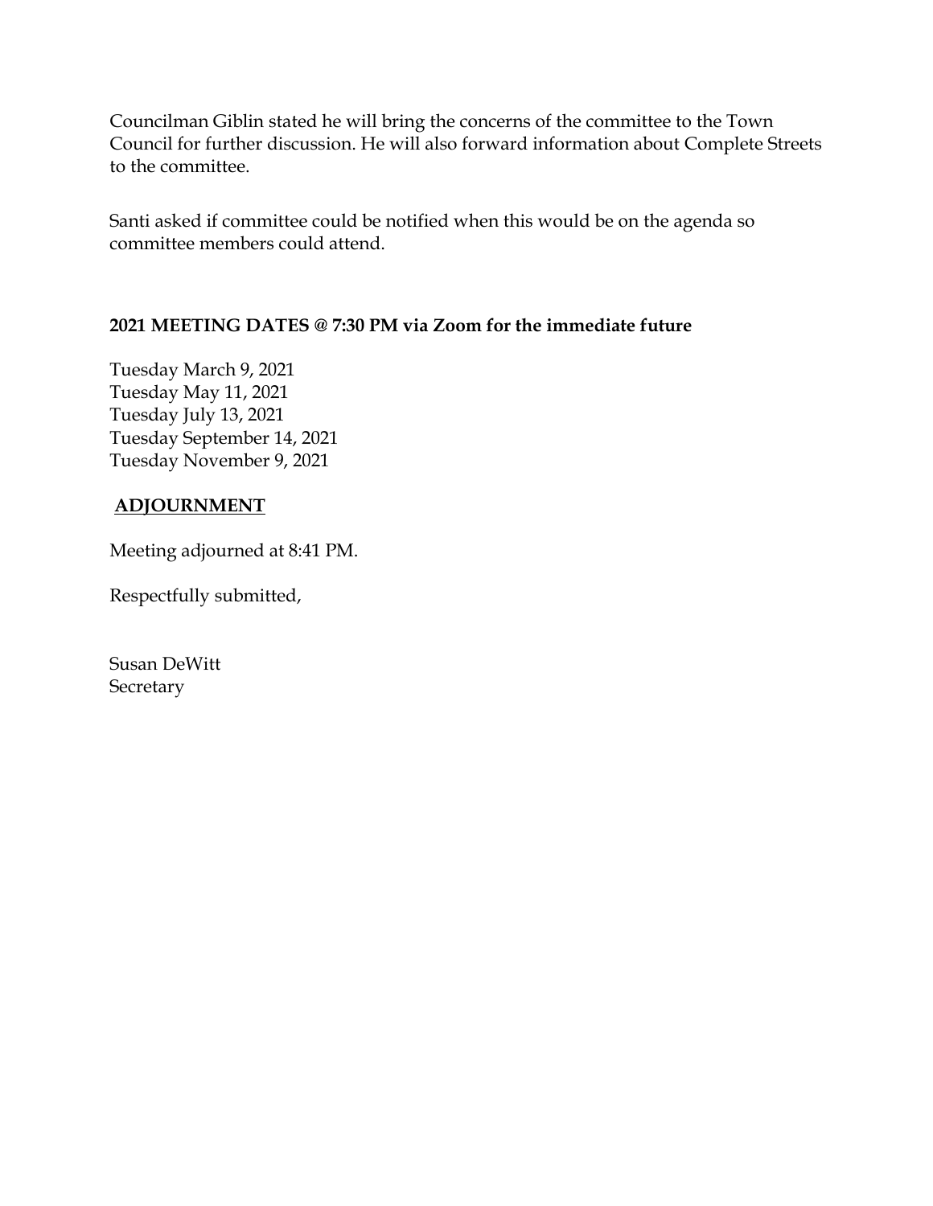Councilman Giblin stated he will bring the concerns of the committee to the Town Council for further discussion. He will also forward information about Complete Streets to the committee.

Santi asked if committee could be notified when this would be on the agenda so committee members could attend.

**2021 MEETING DATES @ 7:30 PM via Zoom for the immediate future**

Tuesday March 9, 2021
Tuesday May 11, 2021
Tuesday July 13, 2021
Tuesday September 14, 2021
Tuesday November 9, 2021

## ADJOURNMENT

Meeting adjourned at 8:41 PM.

Respectfully submitted,

Susan DeWitt
Secretary